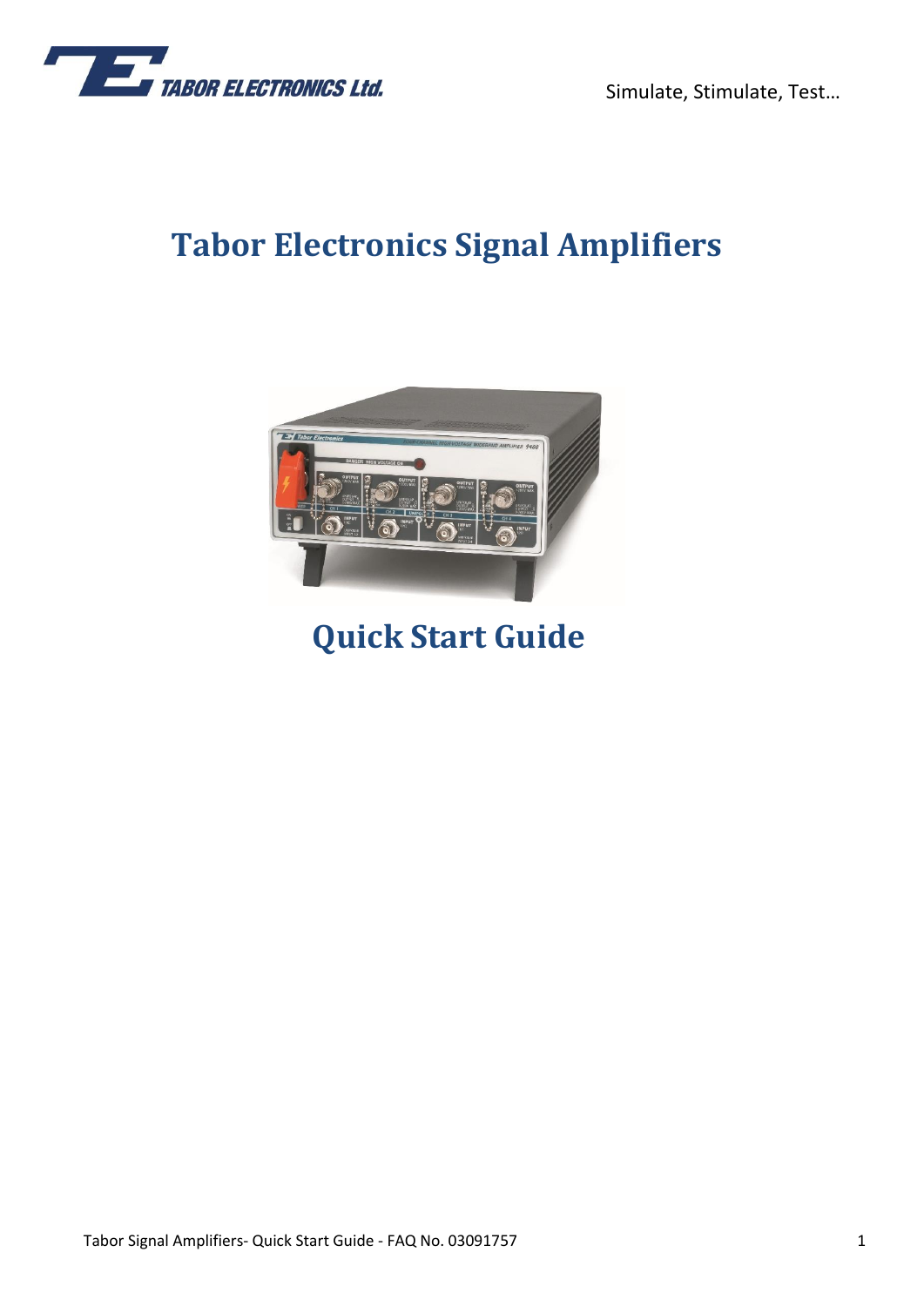Simulate, Stimulate, Test…

# Tabor Electronics Signal Amplifiers

# Quick Start Guide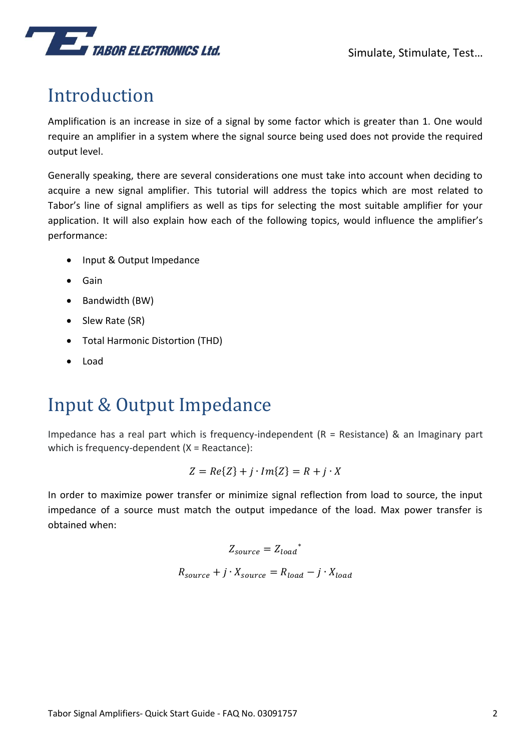# Introduction

Amplification is an increase in size of a signal by some factor which is greater than 1. One would require an amplifier in a system where the signal source being used does not provide the required output level.

Generally speaking, there are several considerations one must take into account when deciding to acquire a new signal amplifier. This tutorial will address the topics which are most related to Tabor's line of signal amplifiers as well as tips for selecting the most suitable amplifier for your application. It will also explain how each of the following topics, would influence the amplifier's performance:

- Input & Output Impedance
- Gain
- Bandwidth (BW)
- Slew Rate (SR)
- Total Harmonic Distortion (THD)
- Load

# Input & Output Impedance

Impedance has a real part which is frequency-independent (R = Resistance) & an Imaginary part which is frequency-dependent (X = Reactance):

$$Z = Re\{Z\} + j \cdot Im\{Z\} = R + j \cdot X$$

In order to maximize power transfer or minimize signal reflection from load to source, the input impedance of a source must match the output impedance of the load. Max power transfer is obtained when:

$$Z_{source} = Z_{load}^{\ *}$$

$$R_{source} + j \cdot X_{source} = R_{load} - j \cdot X_{load}$$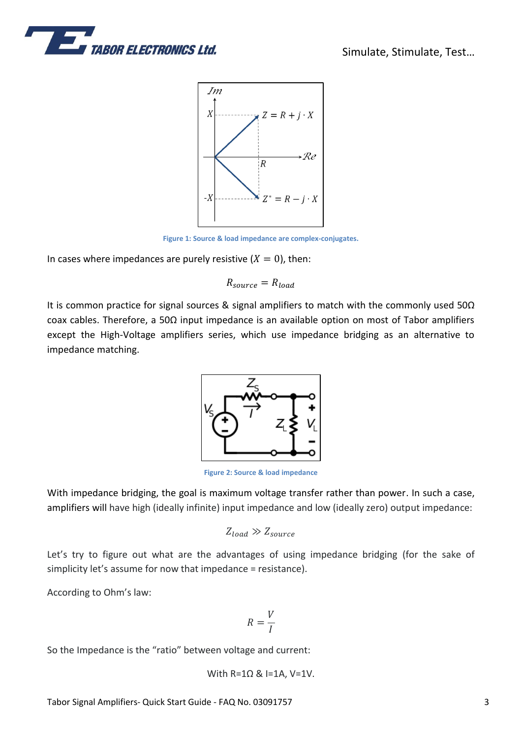Figure 1: Source & load impedance are complex-conjugates.

In cases where impedances are purely resistive ($X = 0$), then:

$$R_{source} = R_{load}$$

It is common practice for signal sources & signal amplifiers to match with the commonly used 50Ω coax cables. Therefore, a 50Ω input impedance is an available option on most of Tabor amplifiers except the High-Voltage amplifiers series, which use impedance bridging as an alternative to impedance matching.

Figure 2: Source & load impedance

With impedance bridging, the goal is maximum voltage transfer rather than power. In such a case, amplifiers will have high (ideally infinite) input impedance and low (ideally zero) output impedance:

$$Z_{load} \gg Z_{source}$$

Let's try to figure out what are the advantages of using impedance bridging (for the sake of simplicity let's assume for now that impedance = resistance).

According to Ohm's law:

$$R = \frac{V}{I}$$

So the Impedance is the "ratio" between voltage and current:

With R=1Ω & I=1A, V=1V.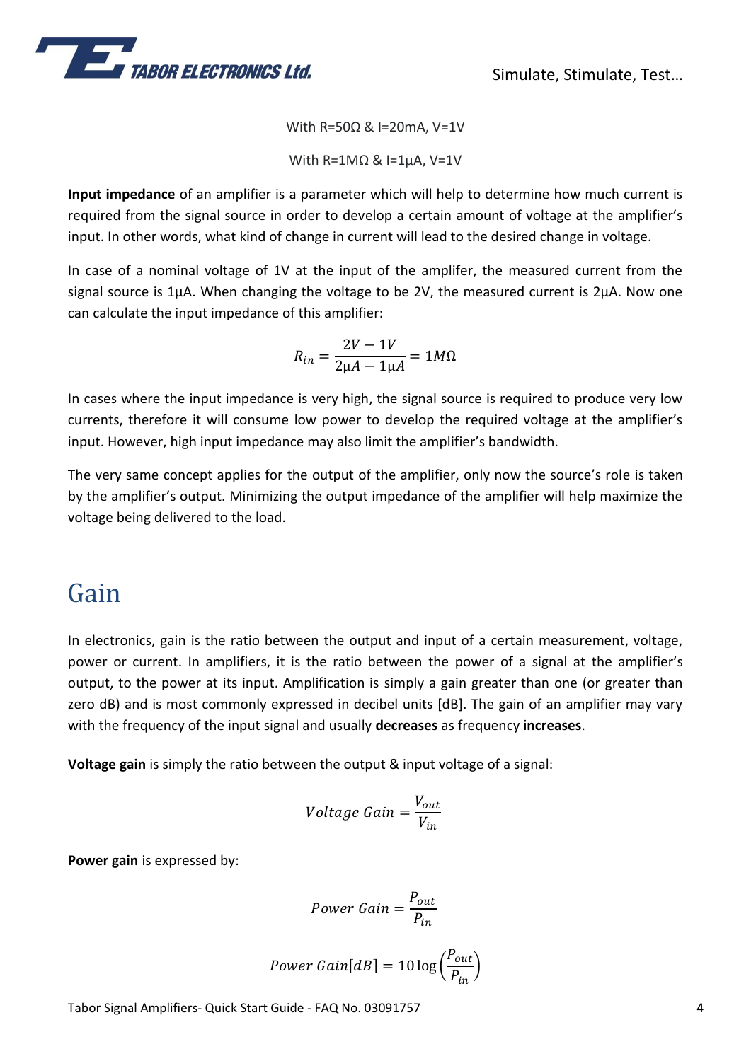With R=50Ω & I=20mA, V=1V

With R=1MΩ & I=1µA, V=1V

**Input impedance** of an amplifier is a parameter which will help to determine how much current is required from the signal source in order to develop a certain amount of voltage at the amplifier's input. In other words, what kind of change in current will lead to the desired change in voltage.

In case of a nominal voltage of 1V at the input of the amplifer, the measured current from the signal source is 1µA. When changing the voltage to be 2V, the measured current is 2µA. Now one can calculate the input impedance of this amplifier:

$$R_{in} = \frac{2V - 1V}{2\mu A - 1\mu A} = 1M\Omega$$

In cases where the input impedance is very high, the signal source is required to produce very low currents, therefore it will consume low power to develop the required voltage at the amplifier's input. However, high input impedance may also limit the amplifier's bandwidth.

The very same concept applies for the output of the amplifier, only now the source's role is taken by the amplifier's output. Minimizing the output impedance of the amplifier will help maximize the voltage being delivered to the load.

# Gain

In electronics, gain is the ratio between the output and input of a certain measurement, voltage, power or current. In amplifiers, it is the ratio between the power of a signal at the amplifier's output, to the power at its input. Amplification is simply a gain greater than one (or greater than zero dB) and is most commonly expressed in decibel units [dB]. The gain of an amplifier may vary with the frequency of the input signal and usually **decreases** as frequency **increases**.

**Voltage gain** is simply the ratio between the output & input voltage of a signal:

$$Voltage\ Gain = \frac{V_{out}}{V_{in}}$$

**Power gain** is expressed by:

$$Power\ Gain = \frac{P_{out}}{P_{in}}$$

$$Power\ Gain[dB] = 10\log\left(\frac{P_{out}}{P_{in}}\right)$$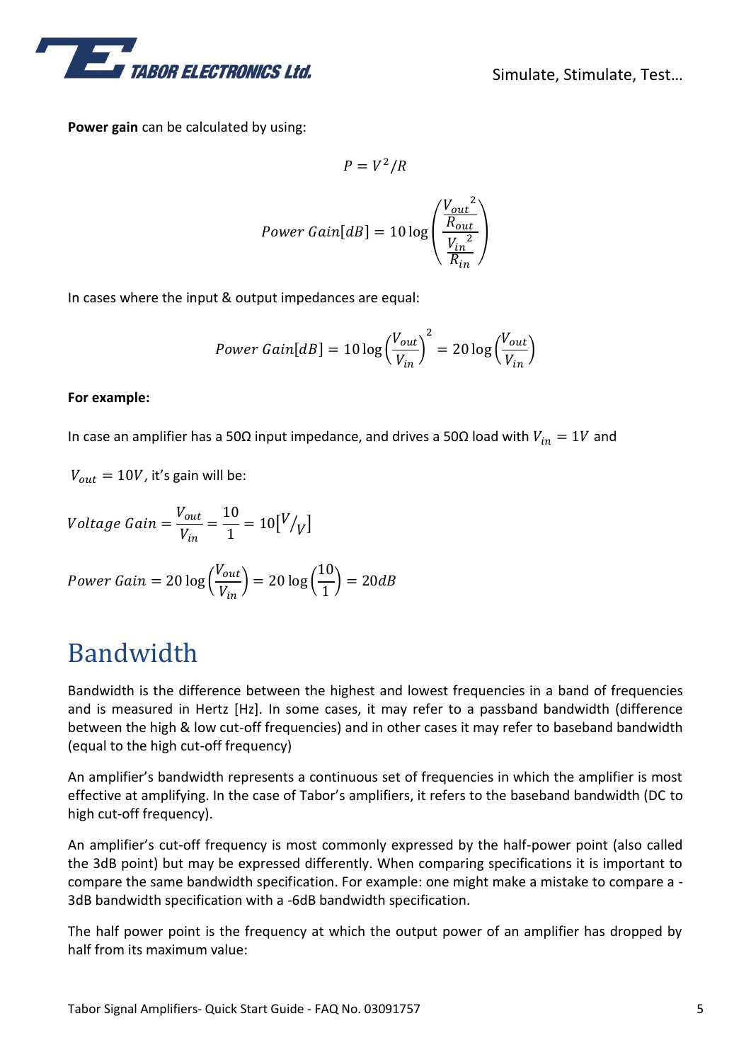**Power gain** can be calculated by using:

$$P = V^2/R$$

$$Power\ Gain[dB] = 10\log\left(\frac{\frac{V_{out}{}^2}{R_{out}}}{\frac{V_{in}{}^2}{R_{in}}}\right)$$

In cases where the input & output impedances are equal:

$$Power\ Gain[dB] = 10\log\left(\frac{V_{out}}{V_{in}}\right)^2 = 20\log\left(\frac{V_{out}}{V_{in}}\right)$$

**For example:**

In case an amplifier has a 50Ω input impedance, and drives a 50Ω load with $V_{in} = 1V$ and

$V_{out} = 10V$, it's gain will be:

$$Voltage\ Gain = \frac{V_{out}}{V_{in}} = \frac{10}{1} = 10[{}^{V}/_{V}]$$

$$Power\ Gain = 20\log\left(\frac{V_{out}}{V_{in}}\right) = 20\log\left(\frac{10}{1}\right) = 20dB$$

# Bandwidth

Bandwidth is the difference between the highest and lowest frequencies in a band of frequencies and is measured in Hertz [Hz]. In some cases, it may refer to a passband bandwidth (difference between the high & low cut-off frequencies) and in other cases it may refer to baseband bandwidth (equal to the high cut-off frequency)

An amplifier's bandwidth represents a continuous set of frequencies in which the amplifier is most effective at amplifying. In the case of Tabor's amplifiers, it refers to the baseband bandwidth (DC to high cut-off frequency).

An amplifier's cut-off frequency is most commonly expressed by the half-power point (also called the 3dB point) but may be expressed differently. When comparing specifications it is important to compare the same bandwidth specification. For example: one might make a mistake to compare a -3dB bandwidth specification with a -6dB bandwidth specification.

The half power point is the frequency at which the output power of an amplifier has dropped by half from its maximum value: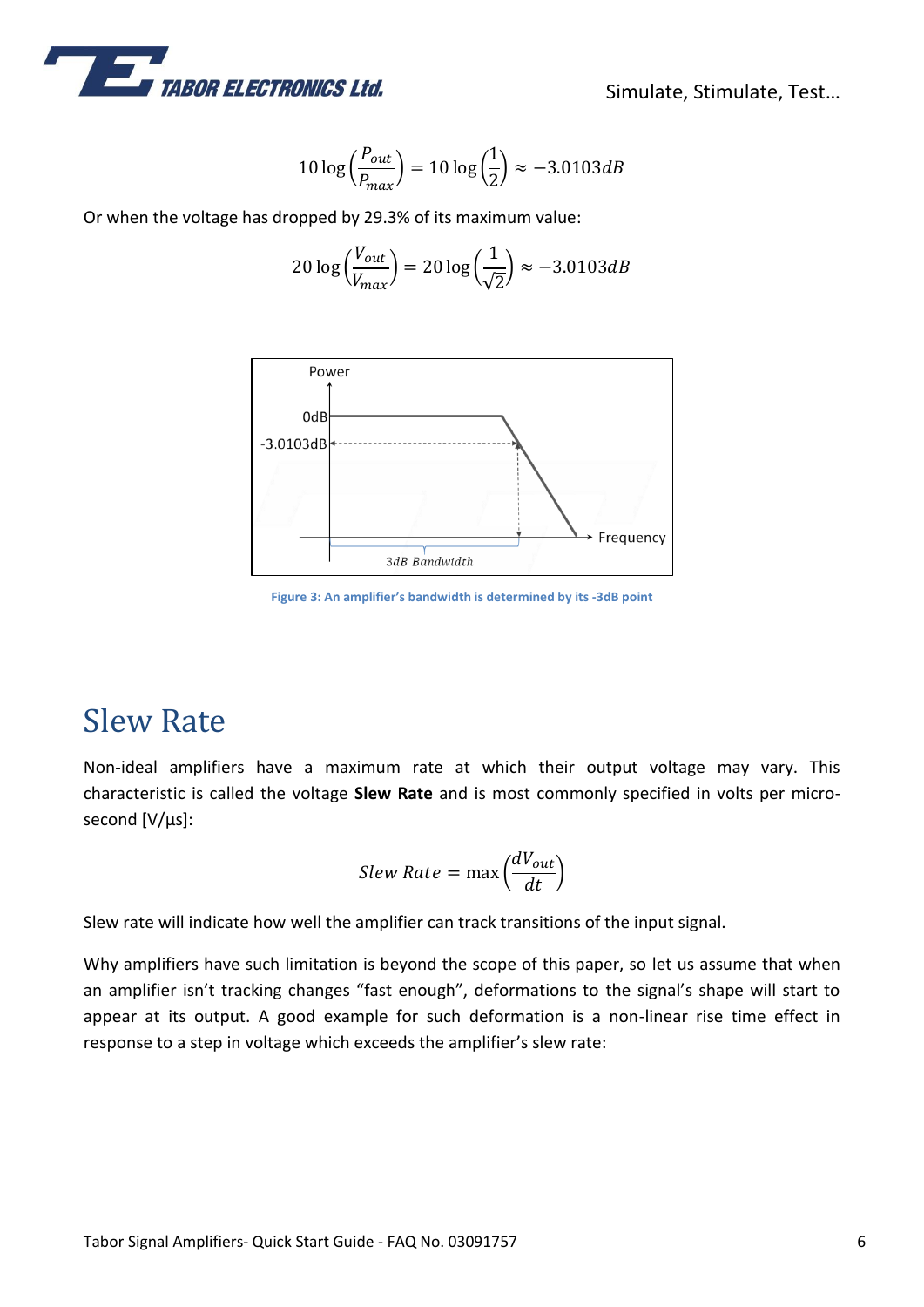$$10\log\left(\frac{P_{out}}{P_{max}}\right) = 10\log\left(\frac{1}{2}\right) \approx -3.0103dB$$

Or when the voltage has dropped by 29.3% of its maximum value:

$$20\log\left(\frac{V_{out}}{V_{max}}\right) = 20\log\left(\frac{1}{\sqrt{2}}\right) \approx -3.0103dB$$

Figure 3: An amplifier's bandwidth is determined by its -3dB point

## Slew Rate

Non-ideal amplifiers have a maximum rate at which their output voltage may vary. This characteristic is called the voltage **Slew Rate** and is most commonly specified in volts per micro-second [V/µs]:

$$Slew\ Rate = \max\left(\frac{dV_{out}}{dt}\right)$$

Slew rate will indicate how well the amplifier can track transitions of the input signal.

Why amplifiers have such limitation is beyond the scope of this paper, so let us assume that when an amplifier isn't tracking changes "fast enough", deformations to the signal's shape will start to appear at its output. A good example for such deformation is a non-linear rise time effect in response to a step in voltage which exceeds the amplifier's slew rate: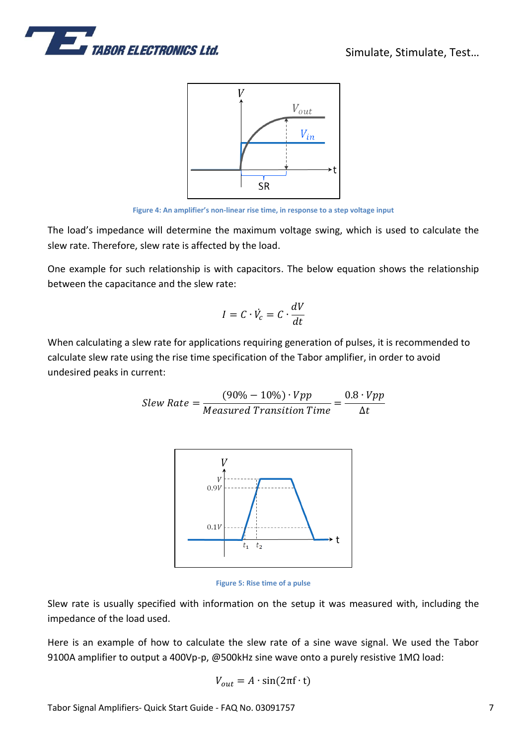Figure 4: An amplifier's non-linear rise time, in response to a step voltage input

The load's impedance will determine the maximum voltage swing, which is used to calculate the slew rate. Therefore, slew rate is affected by the load.

One example for such relationship is with capacitors. The below equation shows the relationship between the capacitance and the slew rate:

$$I = C \cdot \dot{V_c} = C \cdot \frac{dV}{dt}$$

When calculating a slew rate for applications requiring generation of pulses, it is recommended to calculate slew rate using the rise time specification of the Tabor amplifier, in order to avoid undesired peaks in current:

$$Slew\ Rate = \frac{(90\% - 10\%) \cdot Vpp}{Measured\ Transition\ Time} = \frac{0.8 \cdot Vpp}{\Delta t}$$

Figure 5: Rise time of a pulse

Slew rate is usually specified with information on the setup it was measured with, including the impedance of the load used.

Here is an example of how to calculate the slew rate of a sine wave signal. We used the Tabor 9100A amplifier to output a 400Vp-p, @500kHz sine wave onto a purely resistive 1MΩ load:

$$V_{out} = A \cdot \sin(2\pi f \cdot t)$$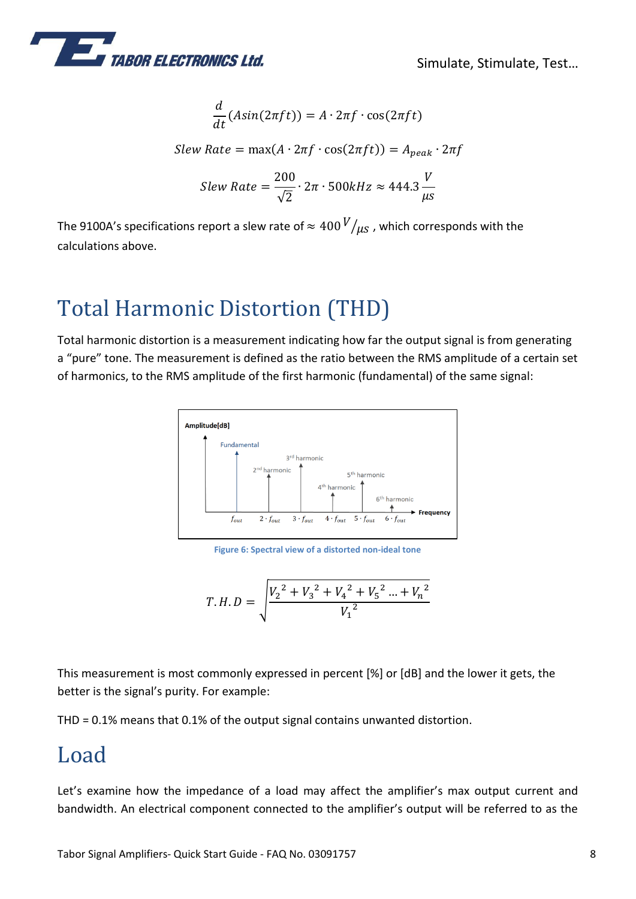$$\frac{d}{dt}(A\sin(2\pi ft)) = A \cdot 2\pi f \cdot \cos(2\pi ft)$$

$$Slew\ Rate = \max(A \cdot 2\pi f \cdot \cos(2\pi ft)) = A_{peak} \cdot 2\pi f$$

$$Slew\ Rate = \frac{200}{\sqrt{2}} \cdot 2\pi \cdot 500kHz \approx 444.3\frac{V}{\mu s}$$

The 9100A's specifications report a slew rate of $\approx 400\, {}^{V}/_{\mu s}$ , which corresponds with the calculations above.

# Total Harmonic Distortion (THD)

Total harmonic distortion is a measurement indicating how far the output signal is from generating a "pure" tone. The measurement is defined as the ratio between the RMS amplitude of a certain set of harmonics, to the RMS amplitude of the first harmonic (fundamental) of the same signal:

Figure 6: Spectral view of a distorted non-ideal tone

$$T.H.D = \sqrt{\frac{{V_2}^2 + {V_3}^2 + {V_4}^2 + {V_5}^2 \ldots + {V_n}^2}{{V_1}^2}}$$

This measurement is most commonly expressed in percent [%] or [dB] and the lower it gets, the better is the signal's purity. For example:

THD = 0.1% means that 0.1% of the output signal contains unwanted distortion.

# Load

Let's examine how the impedance of a load may affect the amplifier's max output current and bandwidth. An electrical component connected to the amplifier's output will be referred to as the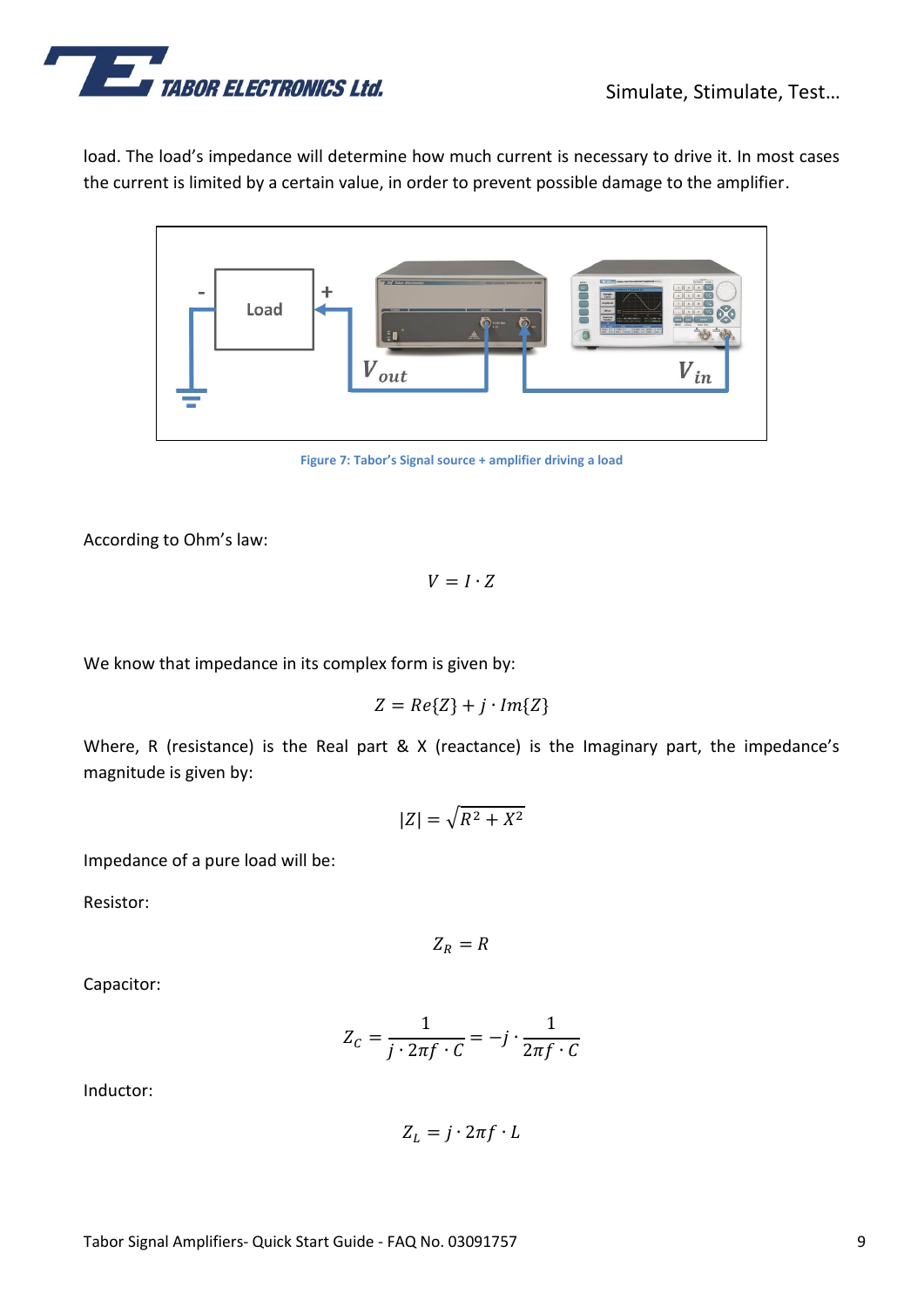load. The load's impedance will determine how much current is necessary to drive it. In most cases the current is limited by a certain value, in order to prevent possible damage to the amplifier.

Figure 7: Tabor's Signal source + amplifier driving a load

According to Ohm's law:

$$V = I \cdot Z$$

We know that impedance in its complex form is given by:

$$Z = Re\{Z\} + j \cdot Im\{Z\}$$

Where, R (resistance) is the Real part & X (reactance) is the Imaginary part, the impedance's magnitude is given by:

$$|Z| = \sqrt{R^2 + X^2}$$

Impedance of a pure load will be:

Resistor:

$$Z_R = R$$

Capacitor:

$$Z_C = \frac{1}{j \cdot 2\pi f \cdot C} = -j \cdot \frac{1}{2\pi f \cdot C}$$

Inductor:

$$Z_L = j \cdot 2\pi f \cdot L$$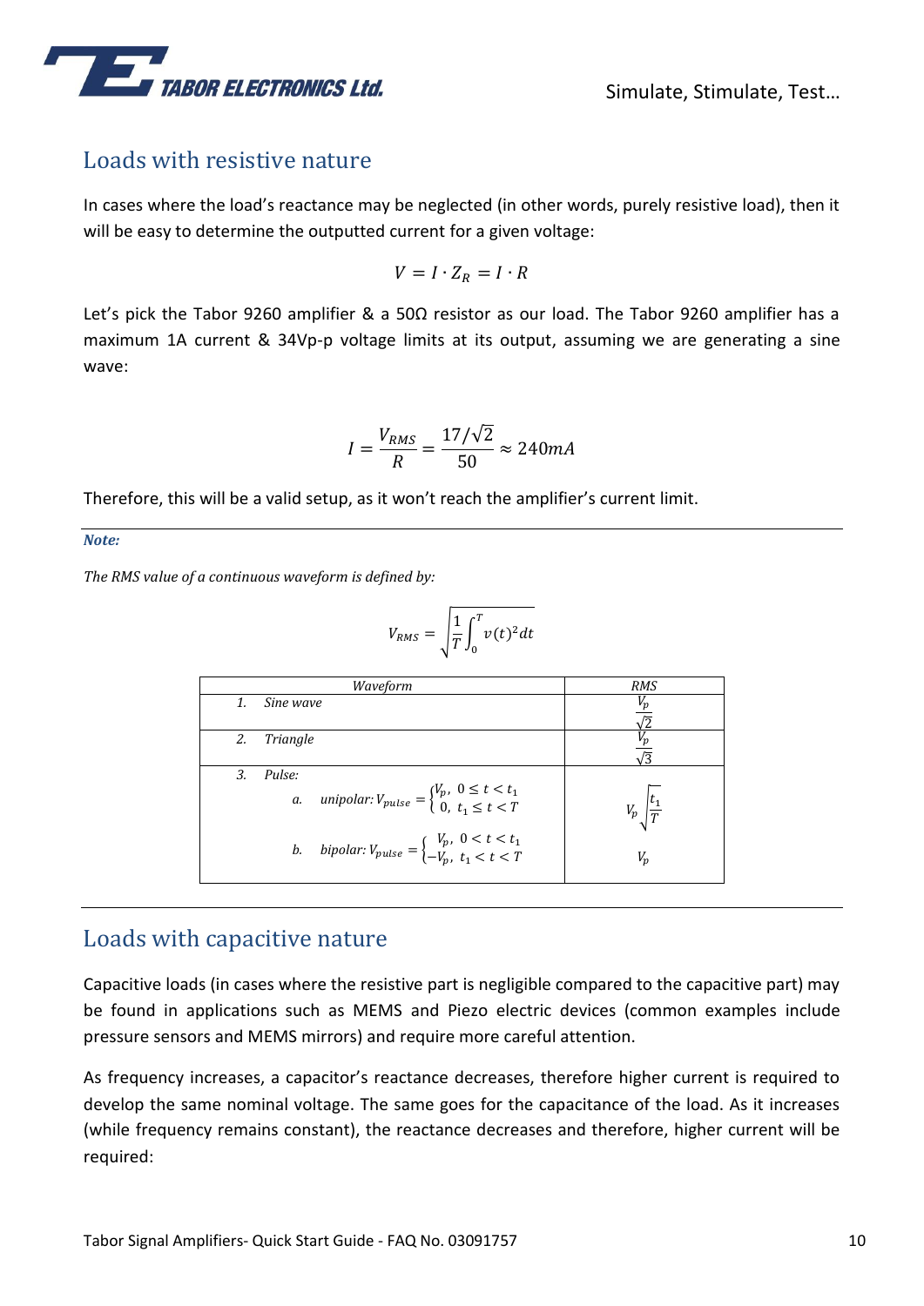## Loads with resistive nature

In cases where the load's reactance may be neglected (in other words, purely resistive load), then it will be easy to determine the outputted current for a given voltage:

$$V = I \cdot Z_R = I \cdot R$$

Let's pick the Tabor 9260 amplifier & a 50Ω resistor as our load. The Tabor 9260 amplifier has a maximum 1A current & 34Vp-p voltage limits at its output, assuming we are generating a sine wave:

$$I = \frac{V_{RMS}}{R} = \frac{17/\sqrt{2}}{50} \approx 240mA$$

Therefore, this will be a valid setup, as it won't reach the amplifier's current limit.

---

***Note:***

*The RMS value of a continuous waveform is defined by:*

$$V_{RMS} = \sqrt{\frac{1}{T}\int_0^T v(t)^2 dt}$$

| Waveform | RMS |
|---|---|
| 1. *Sine wave* | $\frac{V_p}{\sqrt{2}}$ |
| 2. *Triangle* | $\frac{V_p}{\sqrt{3}}$ |
| 3. *Pulse:* a. *unipolar:* $V_{pulse} = \begin{cases} V_p, & 0 \le t < t_1 \\ 0, & t_1 \le t < T \end{cases}$ | $V_p\sqrt{\frac{t_1}{T}}$ |
| b. *bipolar:* $V_{pulse} = \begin{cases} V_p, & 0 < t < t_1 \\ -V_p, & t_1 < t < T \end{cases}$ | $V_p$ |

---

## Loads with capacitive nature

Capacitive loads (in cases where the resistive part is negligible compared to the capacitive part) may be found in applications such as MEMS and Piezo electric devices (common examples include pressure sensors and MEMS mirrors) and require more careful attention.

As frequency increases, a capacitor's reactance decreases, therefore higher current is required to develop the same nominal voltage. The same goes for the capacitance of the load. As it increases (while frequency remains constant), the reactance decreases and therefore, higher current will be required: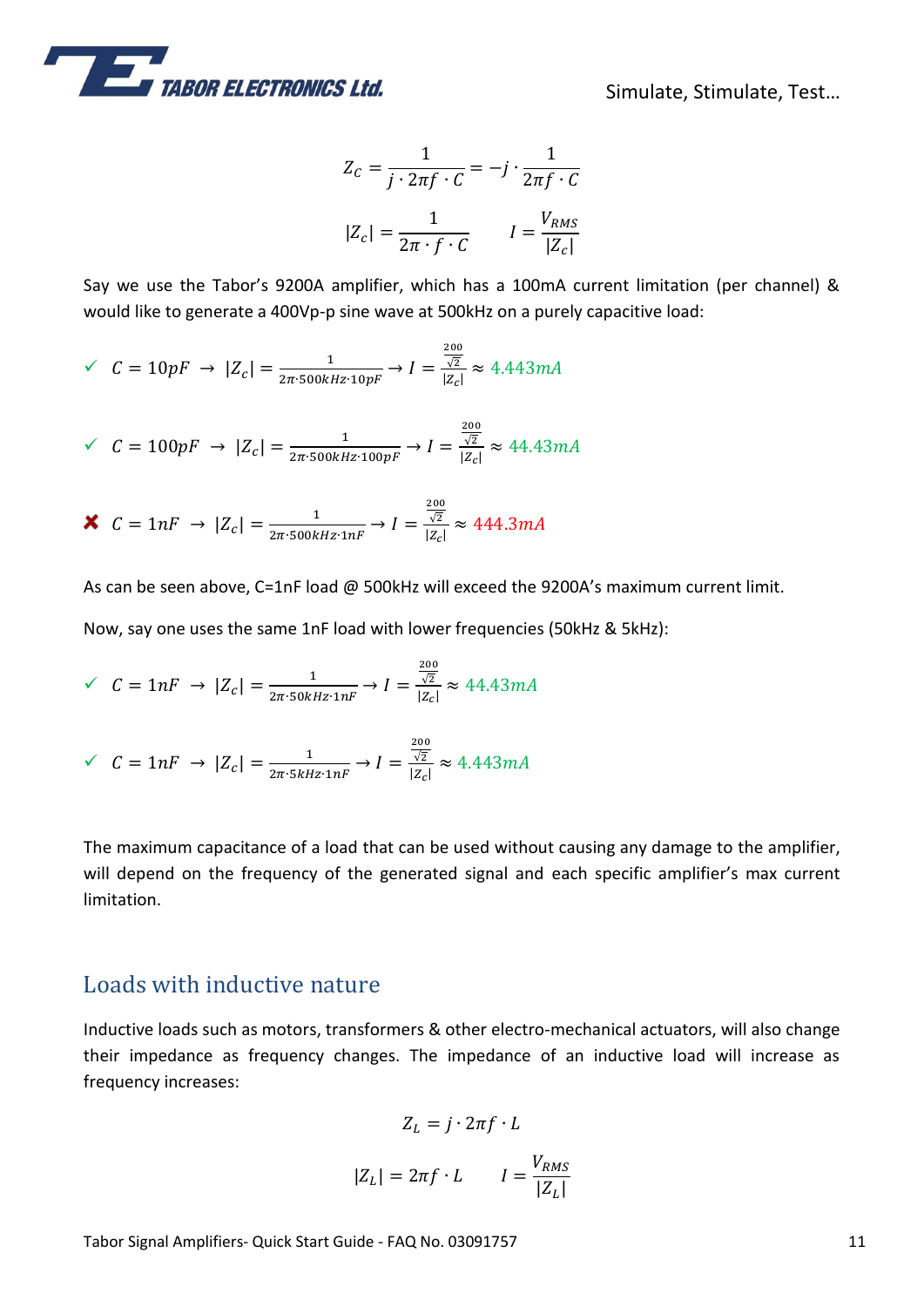$$Z_C = \frac{1}{j \cdot 2\pi f \cdot C} = -j \cdot \frac{1}{2\pi f \cdot C}$$

$$|Z_c| = \frac{1}{2\pi \cdot f \cdot C} \qquad I = \frac{V_{RMS}}{|Z_c|}$$

Say we use the Tabor's 9200A amplifier, which has a 100mA current limitation (per channel) & would like to generate a 400Vp-p sine wave at 500kHz on a purely capacitive load:

✓ $C = 10pF \;\rightarrow\; |Z_c| = \frac{1}{2\pi \cdot 500kHz \cdot 10pF} \rightarrow I = \frac{\frac{200}{\sqrt{2}}}{|Z_c|} \approx 4.443mA$

✓ $C = 100pF \;\rightarrow\; |Z_c| = \frac{1}{2\pi \cdot 500kHz \cdot 100pF} \rightarrow I = \frac{\frac{200}{\sqrt{2}}}{|Z_c|} \approx 44.43mA$

✘ $C = 1nF \;\rightarrow\; |Z_c| = \frac{1}{2\pi \cdot 500kHz \cdot 1nF} \rightarrow I = \frac{\frac{200}{\sqrt{2}}}{|Z_c|} \approx 444.3mA$

As can be seen above, C=1nF load @ 500kHz will exceed the 9200A's maximum current limit.

Now, say one uses the same 1nF load with lower frequencies (50kHz & 5kHz):

✓ $C = 1nF \;\rightarrow\; |Z_c| = \frac{1}{2\pi \cdot 50kHz \cdot 1nF} \rightarrow I = \frac{\frac{200}{\sqrt{2}}}{|Z_c|} \approx 44.43mA$

✓ $C = 1nF \;\rightarrow\; |Z_c| = \frac{1}{2\pi \cdot 5kHz \cdot 1nF} \rightarrow I = \frac{\frac{200}{\sqrt{2}}}{|Z_c|} \approx 4.443mA$

The maximum capacitance of a load that can be used without causing any damage to the amplifier, will depend on the frequency of the generated signal and each specific amplifier's max current limitation.

## Loads with inductive nature

Inductive loads such as motors, transformers & other electro-mechanical actuators, will also change their impedance as frequency changes. The impedance of an inductive load will increase as frequency increases:

$$Z_L = j \cdot 2\pi f \cdot L$$

$$|Z_L| = 2\pi f \cdot L \qquad I = \frac{V_{RMS}}{|Z_L|}$$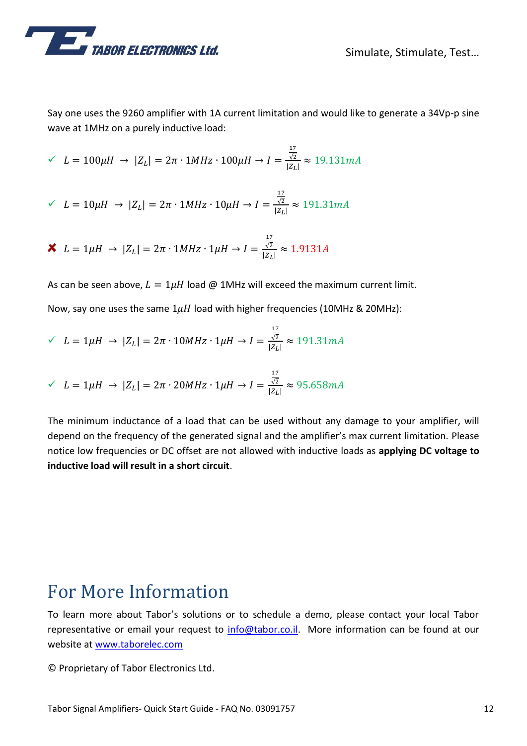Say one uses the 9260 amplifier with 1A current limitation and would like to generate a 34Vp-p sine wave at 1MHz on a purely inductive load:

- ✓ $L = 100\mu H \rightarrow |Z_L| = 2\pi \cdot 1MHz \cdot 100\mu H \rightarrow I = \frac{\frac{17}{\sqrt{2}}}{|Z_L|} \approx 19.131mA$
- ✓ $L = 10\mu H \rightarrow |Z_L| = 2\pi \cdot 1MHz \cdot 10\mu H \rightarrow I = \frac{\frac{17}{\sqrt{2}}}{|Z_L|} \approx 191.31mA$
- ✗ $L = 1\mu H \rightarrow |Z_L| = 2\pi \cdot 1MHz \cdot 1\mu H \rightarrow I = \frac{\frac{17}{\sqrt{2}}}{|Z_L|} \approx 1.9131A$

As can be seen above, $L = 1\mu H$ load @ 1MHz will exceed the maximum current limit.

Now, say one uses the same $1\mu H$ load with higher frequencies (10MHz & 20MHz):

- ✓ $L = 1\mu H \rightarrow |Z_L| = 2\pi \cdot 10MHz \cdot 1\mu H \rightarrow I = \frac{\frac{17}{\sqrt{2}}}{|Z_L|} \approx 191.31mA$
- ✓ $L = 1\mu H \rightarrow |Z_L| = 2\pi \cdot 20MHz \cdot 1\mu H \rightarrow I = \frac{\frac{17}{\sqrt{2}}}{|Z_L|} \approx 95.658mA$

The minimum inductance of a load that can be used without any damage to your amplifier, will depend on the frequency of the generated signal and the amplifier's max current limitation. Please notice low frequencies or DC offset are not allowed with inductive loads as **applying DC voltage to inductive load will result in a short circuit**.

# For More Information

To learn more about Tabor's solutions or to schedule a demo, please contact your local Tabor representative or email your request to info@tabor.co.il. More information can be found at our website at www.taborelec.com

© Proprietary of Tabor Electronics Ltd.